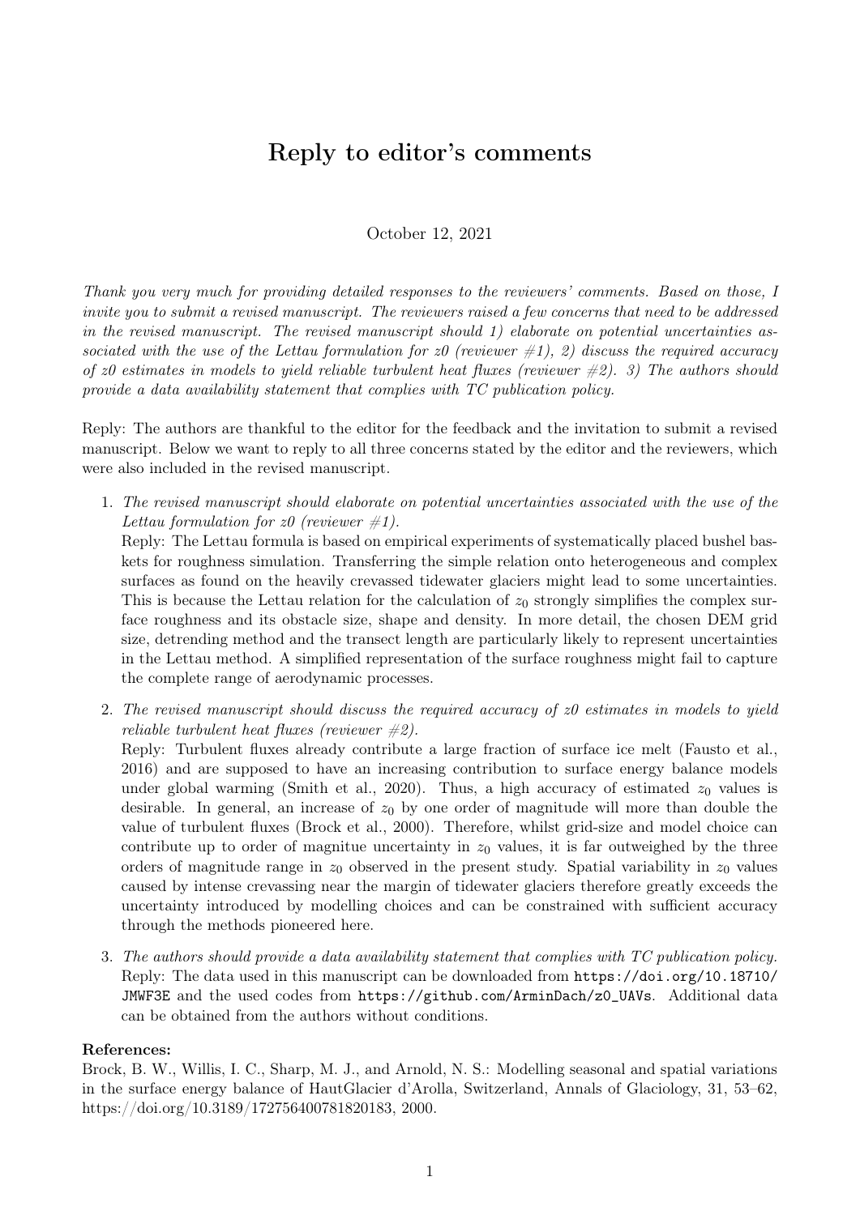# Reply to editor's comments

October 12, 2021

*Thank you very much for providing detailed responses to the reviewers' comments. Based on those, I invite you to submit a revised manuscript. The reviewers raised a few concerns that need to be addressed in the revised manuscript. The revised manuscript should 1) elaborate on potential uncertainties associated with the use of the Lettau formulation for z0 (reviewer #1), 2) discuss the required accuracy of z0 estimates in models to yield reliable turbulent heat fluxes (reviewer #2). 3) The authors should provide a data availability statement that complies with TC publication policy.*

Reply: The authors are thankful to the editor for the feedback and the invitation to submit a revised manuscript. Below we want to reply to all three concerns stated by the editor and the reviewers, which were also included in the revised manuscript.

1. *The revised manuscript should elaborate on potential uncertainties associated with the use of the Lettau formulation for z0 (reviewer #1).*
   Reply: The Lettau formula is based on empirical experiments of systematically placed bushel baskets for roughness simulation. Transferring the simple relation onto heterogeneous and complex surfaces as found on the heavily crevassed tidewater glaciers might lead to some uncertainties. This is because the Lettau relation for the calculation of $z_0$ strongly simplifies the complex surface roughness and its obstacle size, shape and density. In more detail, the chosen DEM grid size, detrending method and the transect length are particularly likely to represent uncertainties in the Lettau method. A simplified representation of the surface roughness might fail to capture the complete range of aerodynamic processes.

2. *The revised manuscript should discuss the required accuracy of z0 estimates in models to yield reliable turbulent heat fluxes (reviewer #2).*
   Reply: Turbulent fluxes already contribute a large fraction of surface ice melt (Fausto et al., 2016) and are supposed to have an increasing contribution to surface energy balance models under global warming (Smith et al., 2020). Thus, a high accuracy of estimated $z_0$ values is desirable. In general, an increase of $z_0$ by one order of magnitude will more than double the value of turbulent fluxes (Brock et al., 2000). Therefore, whilst grid-size and model choice can contribute up to order of magnitue uncertainty in $z_0$ values, it is far outweighed by the three orders of magnitude range in $z_0$ observed in the present study. Spatial variability in $z_0$ values caused by intense crevassing near the margin of tidewater glaciers therefore greatly exceeds the uncertainty introduced by modelling choices and can be constrained with sufficient accuracy through the methods pioneered here.

3. *The authors should provide a data availability statement that complies with TC publication policy.*
   Reply: The data used in this manuscript can be downloaded from `https://doi.org/10.18710/JMWF3E` and the used codes from `https://github.com/ArminDach/z0_UAVs`. Additional data can be obtained from the authors without conditions.

**References:**

Brock, B. W., Willis, I. C., Sharp, M. J., and Arnold, N. S.: Modelling seasonal and spatial variations in the surface energy balance of HautGlacier d'Arolla, Switzerland, Annals of Glaciology, 31, 53–62, https://doi.org/10.3189/172756400781820183, 2000.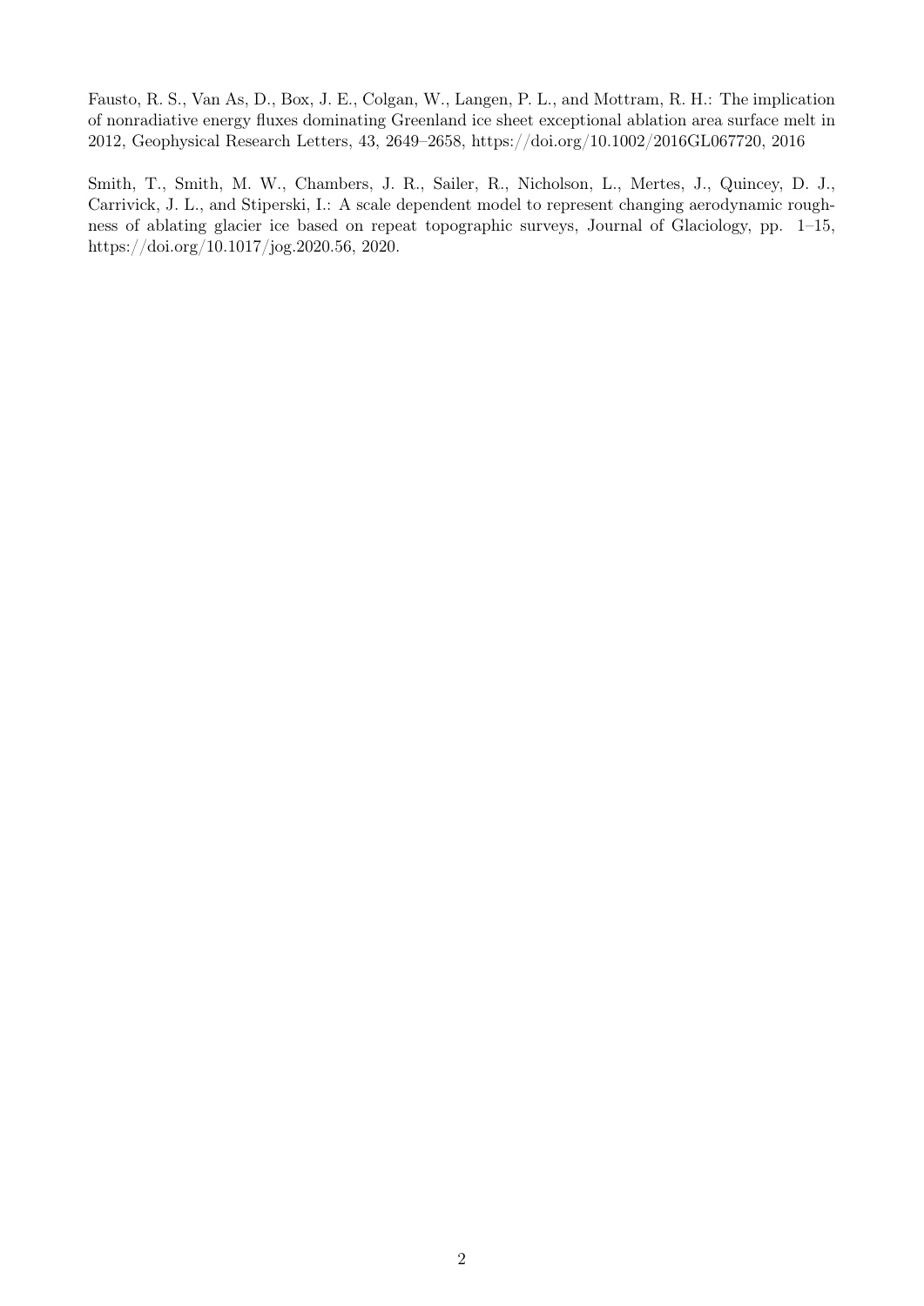Fausto, R. S., Van As, D., Box, J. E., Colgan, W., Langen, P. L., and Mottram, R. H.: The implication of nonradiative energy fluxes dominating Greenland ice sheet exceptional ablation area surface melt in 2012, Geophysical Research Letters, 43, 2649–2658, https://doi.org/10.1002/2016GL067720, 2016

Smith, T., Smith, M. W., Chambers, J. R., Sailer, R., Nicholson, L., Mertes, J., Quincey, D. J., Carrivick, J. L., and Stiperski, I.: A scale dependent model to represent changing aerodynamic roughness of ablating glacier ice based on repeat topographic surveys, Journal of Glaciology, pp. 1–15, https://doi.org/10.1017/jog.2020.56, 2020.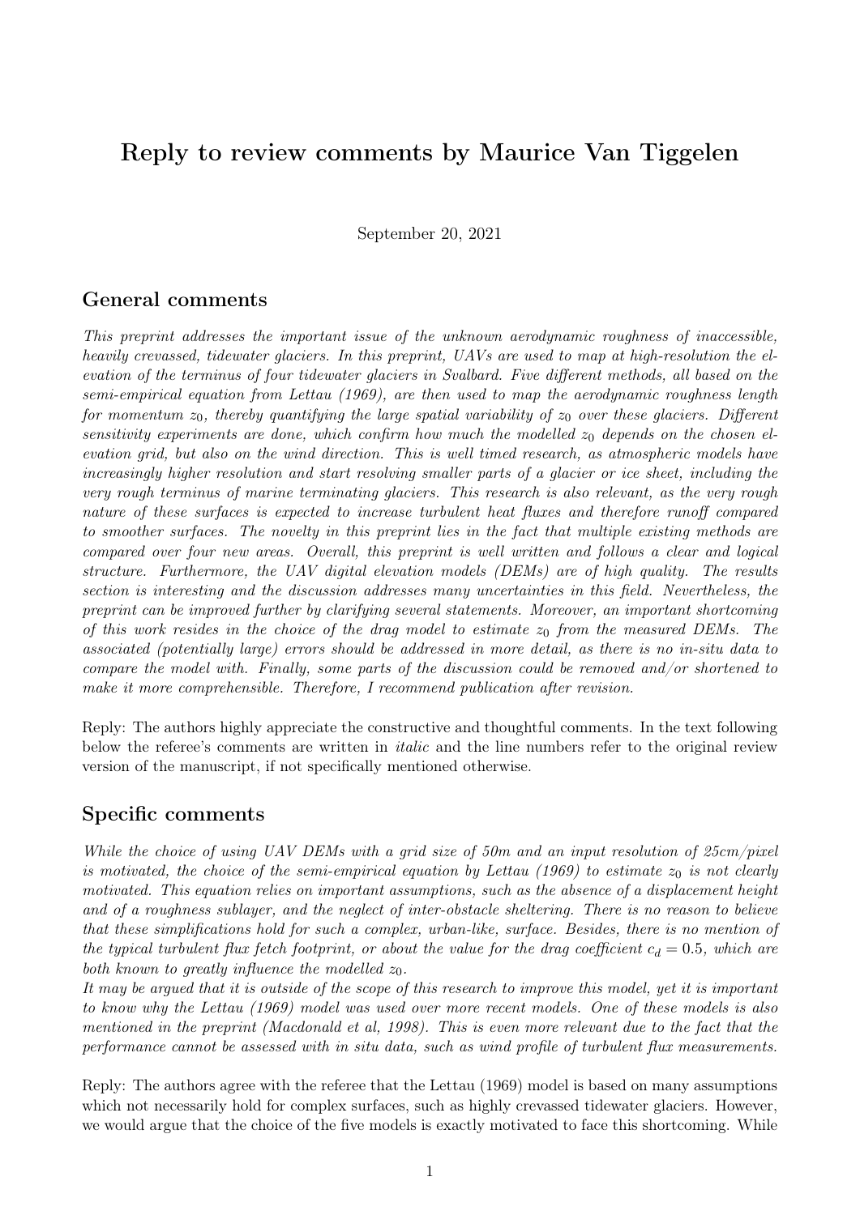# Reply to review comments by Maurice Van Tiggelen

September 20, 2021

## General comments

*This preprint addresses the important issue of the unknown aerodynamic roughness of inaccessible, heavily crevassed, tidewater glaciers. In this preprint, UAVs are used to map at high-resolution the elevation of the terminus of four tidewater glaciers in Svalbard. Five different methods, all based on the semi-empirical equation from Lettau (1969), are then used to map the aerodynamic roughness length for momentum $z_0$, thereby quantifying the large spatial variability of $z_0$ over these glaciers. Different sensitivity experiments are done, which confirm how much the modelled $z_0$ depends on the chosen elevation grid, but also on the wind direction. This is well timed research, as atmospheric models have increasingly higher resolution and start resolving smaller parts of a glacier or ice sheet, including the very rough terminus of marine terminating glaciers. This research is also relevant, as the very rough nature of these surfaces is expected to increase turbulent heat fluxes and therefore runoff compared to smoother surfaces. The novelty in this preprint lies in the fact that multiple existing methods are compared over four new areas. Overall, this preprint is well written and follows a clear and logical structure. Furthermore, the UAV digital elevation models (DEMs) are of high quality. The results section is interesting and the discussion addresses many uncertainties in this field. Nevertheless, the preprint can be improved further by clarifying several statements. Moreover, an important shortcoming of this work resides in the choice of the drag model to estimate $z_0$ from the measured DEMs. The associated (potentially large) errors should be addressed in more detail, as there is no in-situ data to compare the model with. Finally, some parts of the discussion could be removed and/or shortened to make it more comprehensible. Therefore, I recommend publication after revision.*

Reply: The authors highly appreciate the constructive and thoughtful comments. In the text following below the referee's comments are written in *italic* and the line numbers refer to the original review version of the manuscript, if not specifically mentioned otherwise.

## Specific comments

*While the choice of using UAV DEMs with a grid size of 50m and an input resolution of 25cm/pixel is motivated, the choice of the semi-empirical equation by Lettau (1969) to estimate $z_0$ is not clearly motivated. This equation relies on important assumptions, such as the absence of a displacement height and of a roughness sublayer, and the neglect of inter-obstacle sheltering. There is no reason to believe that these simplifications hold for such a complex, urban-like, surface. Besides, there is no mention of the typical turbulent flux fetch footprint, or about the value for the drag coefficient $c_d = 0.5$, which are both known to greatly influence the modelled $z_0$.*

*It may be argued that it is outside of the scope of this research to improve this model, yet it is important to know why the Lettau (1969) model was used over more recent models. One of these models is also mentioned in the preprint (Macdonald et al, 1998). This is even more relevant due to the fact that the performance cannot be assessed with in situ data, such as wind profile of turbulent flux measurements.*

Reply: The authors agree with the referee that the Lettau (1969) model is based on many assumptions which not necessarily hold for complex surfaces, such as highly crevassed tidewater glaciers. However, we would argue that the choice of the five models is exactly motivated to face this shortcoming. While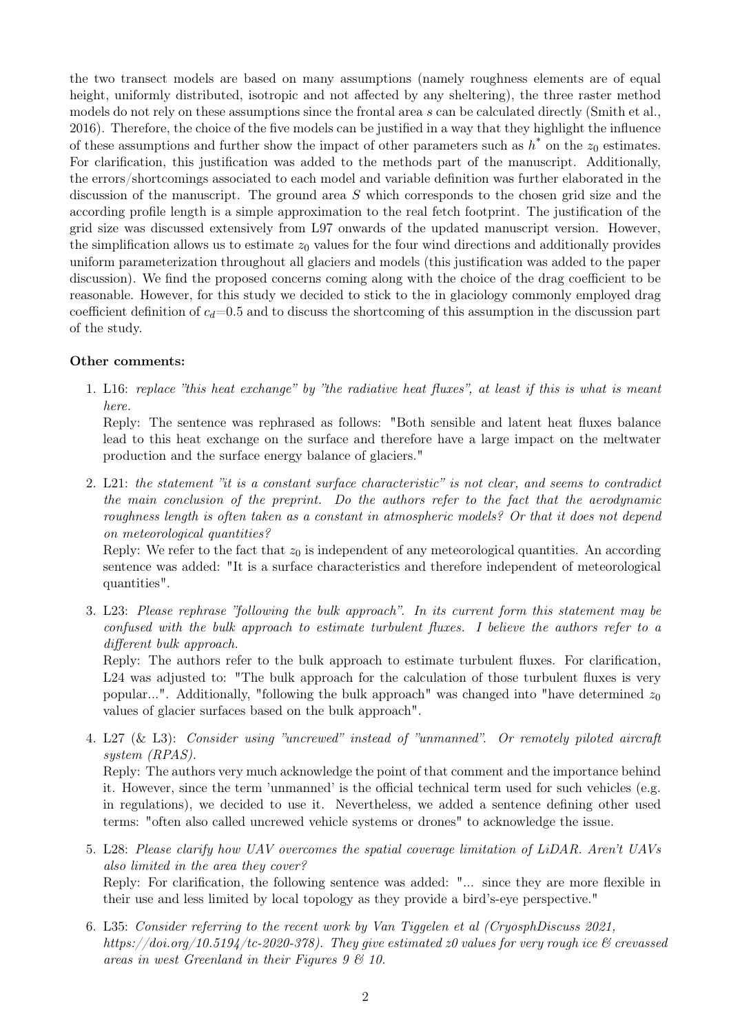the two transect models are based on many assumptions (namely roughness elements are of equal height, uniformly distributed, isotropic and not affected by any sheltering), the three raster method models do not rely on these assumptions since the frontal area $s$ can be calculated directly (Smith et al., 2016). Therefore, the choice of the five models can be justified in a way that they highlight the influence of these assumptions and further show the impact of other parameters such as $h^*$ on the $z_0$ estimates. For clarification, this justification was added to the methods part of the manuscript. Additionally, the errors/shortcomings associated to each model and variable definition was further elaborated in the discussion of the manuscript. The ground area $S$ which corresponds to the chosen grid size and the according profile length is a simple approximation to the real fetch footprint. The justification of the grid size was discussed extensively from L97 onwards of the updated manuscript version. However, the simplification allows us to estimate $z_0$ values for the four wind directions and additionally provides uniform parameterization throughout all glaciers and models (this justification was added to the paper discussion). We find the proposed concerns coming along with the choice of the drag coefficient to be reasonable. However, for this study we decided to stick to the in glaciology commonly employed drag coefficient definition of $c_d$=0.5 and to discuss the shortcoming of this assumption in the discussion part of the study.

**Other comments:**

1. L16: *replace "this heat exchange" by "the radiative heat fluxes", at least if this is what is meant here.*
   Reply: The sentence was rephrased as follows: "Both sensible and latent heat fluxes balance lead to this heat exchange on the surface and therefore have a large impact on the meltwater production and the surface energy balance of glaciers."

2. L21: *the statement "it is a constant surface characteristic" is not clear, and seems to contradict the main conclusion of the preprint. Do the authors refer to the fact that the aerodynamic roughness length is often taken as a constant in atmospheric models? Or that it does not depend on meteorological quantities?*
   Reply: We refer to the fact that $z_0$ is independent of any meteorological quantities. An according sentence was added: "It is a surface characteristics and therefore independent of meteorological quantities".

3. L23: *Please rephrase "following the bulk approach". In its current form this statement may be confused with the bulk approach to estimate turbulent fluxes. I believe the authors refer to a different bulk approach.*
   Reply: The authors refer to the bulk approach to estimate turbulent fluxes. For clarification, L24 was adjusted to: "The bulk approach for the calculation of those turbulent fluxes is very popular...". Additionally, "following the bulk approach" was changed into "have determined $z_0$ values of glacier surfaces based on the bulk approach".

4. L27 (& L3): *Consider using "uncrewed" instead of "unmanned". Or remotely piloted aircraft system (RPAS).*
   Reply: The authors very much acknowledge the point of that comment and the importance behind it. However, since the term 'unmanned' is the official technical term used for such vehicles (e.g. in regulations), we decided to use it. Nevertheless, we added a sentence defining other used terms: "often also called uncrewed vehicle systems or drones" to acknowledge the issue.

5. L28: *Please clarify how UAV overcomes the spatial coverage limitation of LiDAR. Aren't UAVs also limited in the area they cover?*
   Reply: For clarification, the following sentence was added: "... since they are more flexible in their use and less limited by local topology as they provide a bird's-eye perspective."

6. L35: *Consider referring to the recent work by Van Tiggelen et al (CryosphDiscuss 2021, https://doi.org/10.5194/tc-2020-378). They give estimated z0 values for very rough ice & crevassed areas in west Greenland in their Figures 9 & 10.*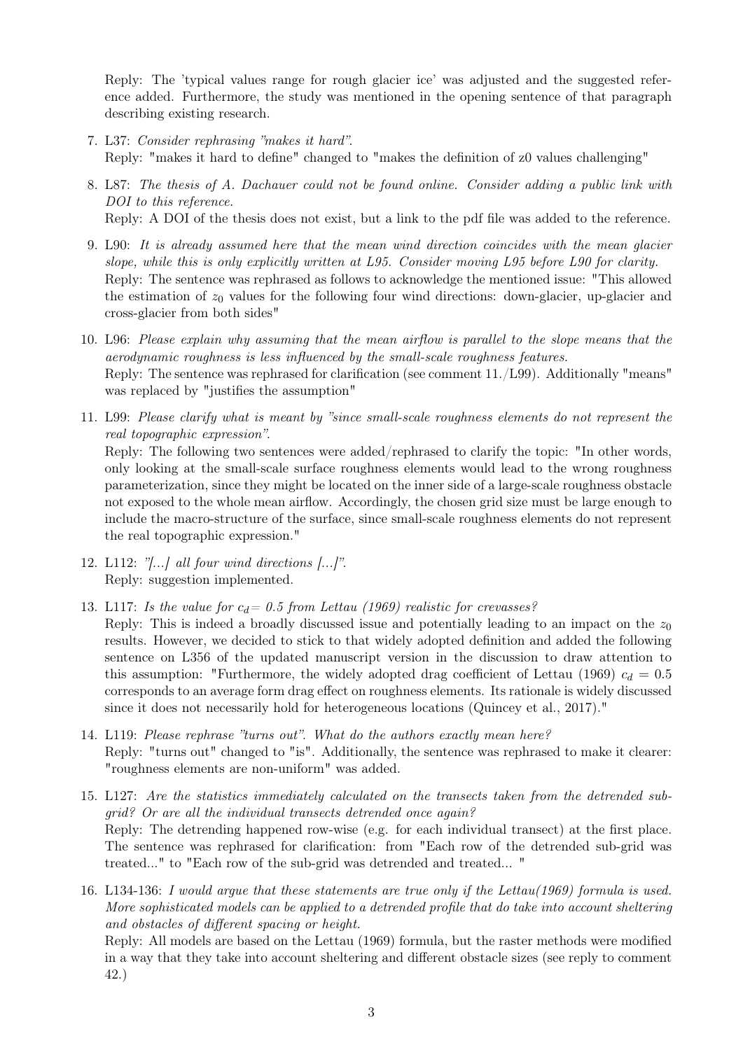Reply: The 'typical values range for rough glacier ice' was adjusted and the suggested reference added. Furthermore, the study was mentioned in the opening sentence of that paragraph describing existing research.

7. L37: *Consider rephrasing "makes it hard".*
   Reply: "makes it hard to define" changed to "makes the definition of z0 values challenging"

8. L87: *The thesis of A. Dachauer could not be found online. Consider adding a public link with DOI to this reference.*
   Reply: A DOI of the thesis does not exist, but a link to the pdf file was added to the reference.

9. L90: *It is already assumed here that the mean wind direction coincides with the mean glacier slope, while this is only explicitly written at L95. Consider moving L95 before L90 for clarity.*
   Reply: The sentence was rephrased as follows to acknowledge the mentioned issue: "This allowed the estimation of $z_0$ values for the following four wind directions: down-glacier, up-glacier and cross-glacier from both sides"

10. L96: *Please explain why assuming that the mean airflow is parallel to the slope means that the aerodynamic roughness is less influenced by the small-scale roughness features.*
    Reply: The sentence was rephrased for clarification (see comment 11./L99). Additionally "means" was replaced by "justifies the assumption"

11. L99: *Please clarify what is meant by "since small-scale roughness elements do not represent the real topographic expression".*
    Reply: The following two sentences were added/rephrased to clarify the topic: "In other words, only looking at the small-scale surface roughness elements would lead to the wrong roughness parameterization, since they might be located on the inner side of a large-scale roughness obstacle not exposed to the whole mean airflow. Accordingly, the chosen grid size must be large enough to include the macro-structure of the surface, since small-scale roughness elements do not represent the real topographic expression."

12. L112: *"[...] all four wind directions [...]".*
    Reply: suggestion implemented.

13. L117: *Is the value for $c_d = 0.5$ from Lettau (1969) realistic for crevasses?*
    Reply: This is indeed a broadly discussed issue and potentially leading to an impact on the $z_0$ results. However, we decided to stick to that widely adopted definition and added the following sentence on L356 of the updated manuscript version in the discussion to draw attention to this assumption: "Furthermore, the widely adopted drag coefficient of Lettau (1969) $c_d = 0.5$ corresponds to an average form drag effect on roughness elements. Its rationale is widely discussed since it does not necessarily hold for heterogeneous locations (Quincey et al., 2017)."

14. L119: *Please rephrase "turns out". What do the authors exactly mean here?*
    Reply: "turns out" changed to "is". Additionally, the sentence was rephrased to make it clearer: "roughness elements are non-uniform" was added.

15. L127: *Are the statistics immediately calculated on the transects taken from the detrended sub-grid? Or are all the individual transects detrended once again?*
    Reply: The detrending happened row-wise (e.g. for each individual transect) at the first place. The sentence was rephrased for clarification: from "Each row of the detrended sub-grid was treated..." to "Each row of the sub-grid was detrended and treated... "

16. L134-136: *I would argue that these statements are true only if the Lettau(1969) formula is used. More sophisticated models can be applied to a detrended profile that do take into account sheltering and obstacles of different spacing or height.*
    Reply: All models are based on the Lettau (1969) formula, but the raster methods were modified in a way that they take into account sheltering and different obstacle sizes (see reply to comment 42.)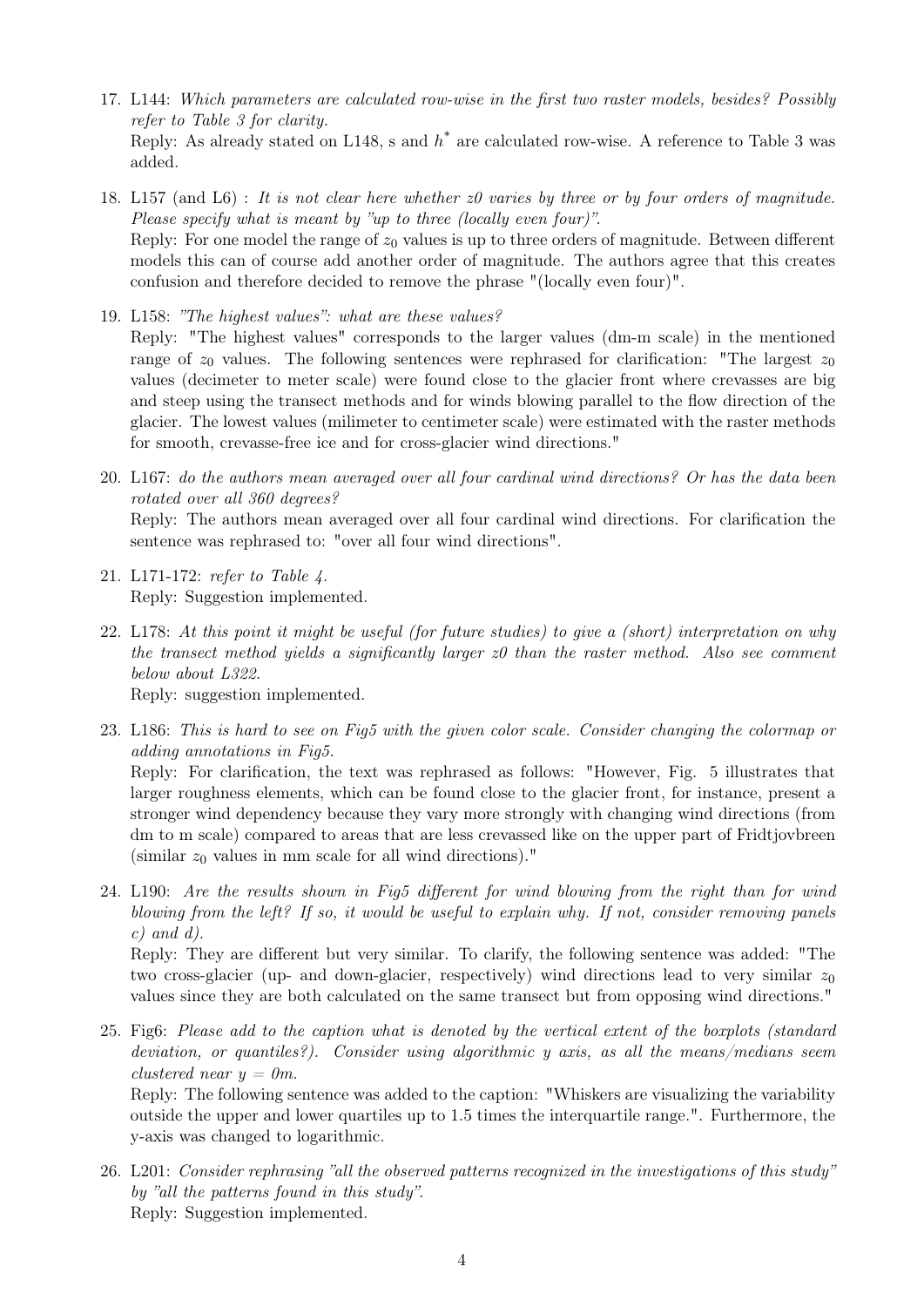17. L144: *Which parameters are calculated row-wise in the first two raster models, besides? Possibly refer to Table 3 for clarity.*
    Reply: As already stated on L148, s and $h^*$ are calculated row-wise. A reference to Table 3 was added.

18. L157 (and L6) : *It is not clear here whether z0 varies by three or by four orders of magnitude. Please specify what is meant by "up to three (locally even four)".*
    Reply: For one model the range of $z_0$ values is up to three orders of magnitude. Between different models this can of course add another order of magnitude. The authors agree that this creates confusion and therefore decided to remove the phrase "(locally even four)".

19. L158: *"The highest values": what are these values?*
    Reply: "The highest values" corresponds to the larger values (dm-m scale) in the mentioned range of $z_0$ values. The following sentences were rephrased for clarification: "The largest $z_0$ values (decimeter to meter scale) were found close to the glacier front where crevasses are big and steep using the transect methods and for winds blowing parallel to the flow direction of the glacier. The lowest values (milimeter to centimeter scale) were estimated with the raster methods for smooth, crevasse-free ice and for cross-glacier wind directions."

20. L167: *do the authors mean averaged over all four cardinal wind directions? Or has the data been rotated over all 360 degrees?*
    Reply: The authors mean averaged over all four cardinal wind directions. For clarification the sentence was rephrased to: "over all four wind directions".

21. L171-172: *refer to Table 4.*
    Reply: Suggestion implemented.

22. L178: *At this point it might be useful (for future studies) to give a (short) interpretation on why the transect method yields a significantly larger z0 than the raster method. Also see comment below about L322.*
    Reply: suggestion implemented.

23. L186: *This is hard to see on Fig5 with the given color scale. Consider changing the colormap or adding annotations in Fig5.*
    Reply: For clarification, the text was rephrased as follows: "However, Fig. 5 illustrates that larger roughness elements, which can be found close to the glacier front, for instance, present a stronger wind dependency because they vary more strongly with changing wind directions (from dm to m scale) compared to areas that are less crevassed like on the upper part of Fridtjovbreen (similar $z_0$ values in mm scale for all wind directions)."

24. L190: *Are the results shown in Fig5 different for wind blowing from the right than for wind blowing from the left? If so, it would be useful to explain why. If not, consider removing panels c) and d).*
    Reply: They are different but very similar. To clarify, the following sentence was added: "The two cross-glacier (up- and down-glacier, respectively) wind directions lead to very similar $z_0$ values since they are both calculated on the same transect but from opposing wind directions."

25. Fig6: *Please add to the caption what is denoted by the vertical extent of the boxplots (standard deviation, or quantiles?). Consider using algorithmic y axis, as all the means/medians seem clustered near y = 0m.*
    Reply: The following sentence was added to the caption: "Whiskers are visualizing the variability outside the upper and lower quartiles up to 1.5 times the interquartile range.". Furthermore, the y-axis was changed to logarithmic.

26. L201: *Consider rephrasing "all the observed patterns recognized in the investigations of this study" by "all the patterns found in this study".*
    Reply: Suggestion implemented.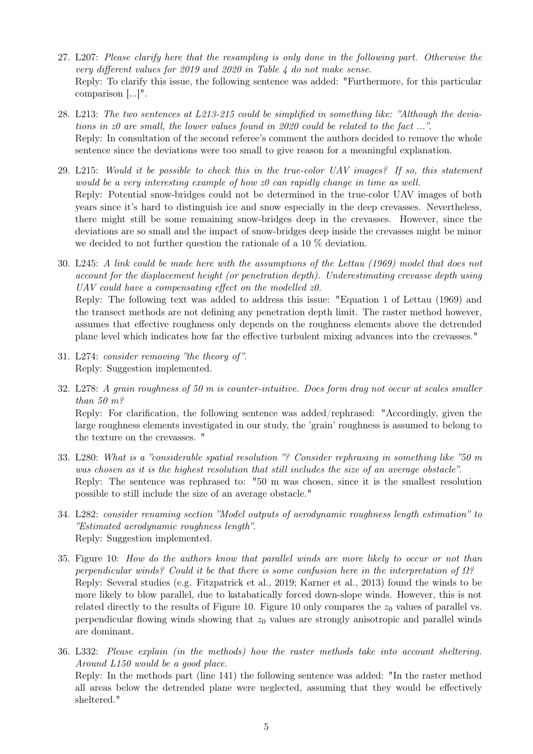27. L207: *Please clarify here that the resampling is only done in the following part. Otherwise the very different values for 2019 and 2020 in Table 4 do not make sense.*
   Reply: To clarify this issue, the following sentence was added: "Furthermore, for this particular comparison [...]".

28. L213: *The two sentences at L213-215 could be simplified in something like: "Although the deviations in z0 are small, the lower values found in 2020 could be related to the fact ...".*
   Reply: In consultation of the second referee's comment the authors decided to remove the whole sentence since the deviations were too small to give reason for a meaningful explanation.

29. L215: *Would it be possible to check this in the true-color UAV images? If so, this statement would be a very interesting example of how z0 can rapidly change in time as well.*
   Reply: Potential snow-bridges could not be determined in the true-color UAV images of both years since it's hard to distinguish ice and snow especially in the deep crevasses. Nevertheless, there might still be some remaining snow-bridges deep in the crevasses. However, since the deviations are so small and the impact of snow-bridges deep inside the crevasses might be minor we decided to not further question the rationale of a 10 % deviation.

30. L245: *A link could be made here with the assumptions of the Lettau (1969) model that does not account for the displacement height (or penetration depth). Underestimating crevasse depth using UAV could have a compensating effect on the modelled z0.*
   Reply: The following text was added to address this issue: "Equation 1 of Lettau (1969) and the transect methods are not defining any penetration depth limit. The raster method however, assumes that effective roughness only depends on the roughness elements above the detrended plane level which indicates how far the effective turbulent mixing advances into the crevasses."

31. L274: *consider removing "the theory of".*
   Reply: Suggestion implemented.

32. L278: *A grain roughness of 50 m is counter-intuitive. Does form drag not occur at scales smaller than 50 m?*
   Reply: For clarification, the following sentence was added/rephrased: "Accordingly, given the large roughness elements investigated in our study, the 'grain' roughness is assumed to belong to the texture on the crevasses. "

33. L280: *What is a "considerable spatial resolution "? Consider rephrasing in something like "50 m was chosen as it is the highest resolution that still includes the size of an average obstacle".*
   Reply: The sentence was rephrased to: "50 m was chosen, since it is the smallest resolution possible to still include the size of an average obstacle."

34. L282: *consider renaming section "Model outputs of aerodynamic roughness length estimation" to "Estimated aerodynamic roughness length".*
   Reply: Suggestion implemented.

35. Figure 10: *How do the authors know that parallel winds are more likely to occur or not than perpendicular winds? Could it be that there is some confusion here in the interpretation of Ω?*
   Reply: Several studies (e.g. Fitzpatrick et al., 2019; Karner et al., 2013) found the winds to be more likely to blow parallel, due to katabatically forced down-slope winds. However, this is not related directly to the results of Figure 10. Figure 10 only compares the $z_0$ values of parallel vs. perpendicular flowing winds showing that $z_0$ values are strongly anisotropic and parallel winds are dominant.

36. L332: *Please explain (in the methods) how the raster methods take into account sheltering. Around L150 would be a good place.*
   Reply: In the methods part (line 141) the following sentence was added: "In the raster method all areas below the detrended plane were neglected, assuming that they would be effectively sheltered."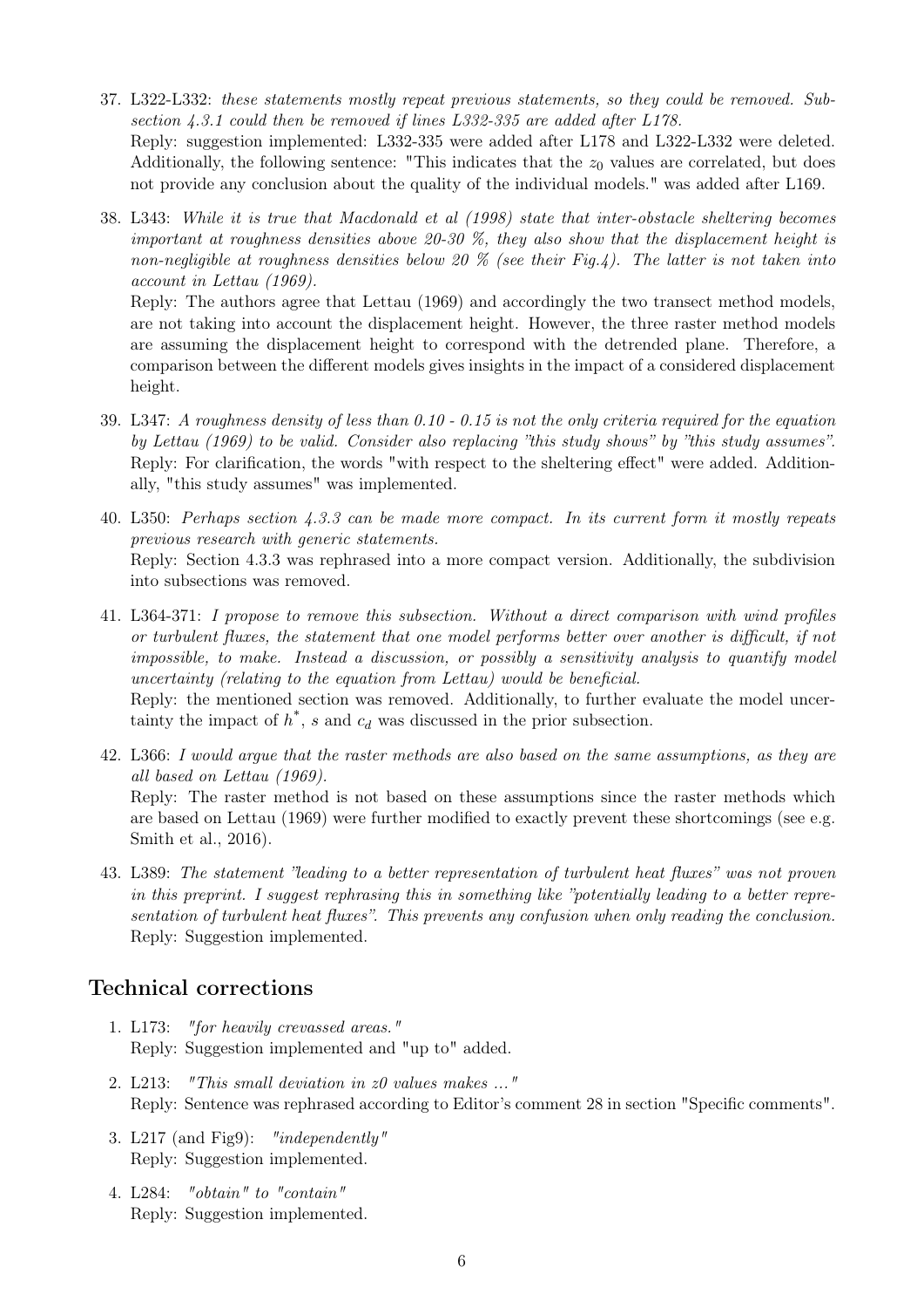37. L322-L332: *these statements mostly repeat previous statements, so they could be removed. Subsection 4.3.1 could then be removed if lines L332-335 are added after L178.*
Reply: suggestion implemented: L332-335 were added after L178 and L322-L332 were deleted. Additionally, the following sentence: "This indicates that the $z_0$ values are correlated, but does not provide any conclusion about the quality of the individual models." was added after L169.

38. L343: *While it is true that Macdonald et al (1998) state that inter-obstacle sheltering becomes important at roughness densities above 20-30 %, they also show that the displacement height is non-negligible at roughness densities below 20 % (see their Fig.4). The latter is not taken into account in Lettau (1969).*
Reply: The authors agree that Lettau (1969) and accordingly the two transect method models, are not taking into account the displacement height. However, the three raster method models are assuming the displacement height to correspond with the detrended plane. Therefore, a comparison between the different models gives insights in the impact of a considered displacement height.

39. L347: *A roughness density of less than 0.10 - 0.15 is not the only criteria required for the equation by Lettau (1969) to be valid. Consider also replacing "this study shows" by "this study assumes".*
Reply: For clarification, the words "with respect to the sheltering effect" were added. Additionally, "this study assumes" was implemented.

40. L350: *Perhaps section 4.3.3 can be made more compact. In its current form it mostly repeats previous research with generic statements.*
Reply: Section 4.3.3 was rephrased into a more compact version. Additionally, the subdivision into subsections was removed.

41. L364-371: *I propose to remove this subsection. Without a direct comparison with wind profiles or turbulent fluxes, the statement that one model performs better over another is difficult, if not impossible, to make. Instead a discussion, or possibly a sensitivity analysis to quantify model uncertainty (relating to the equation from Lettau) would be beneficial.*
Reply: the mentioned section was removed. Additionally, to further evaluate the model uncertainty the impact of $h^*$, $s$ and $c_d$ was discussed in the prior subsection.

42. L366: *I would argue that the raster methods are also based on the same assumptions, as they are all based on Lettau (1969).*
Reply: The raster method is not based on these assumptions since the raster methods which are based on Lettau (1969) were further modified to exactly prevent these shortcomings (see e.g. Smith et al., 2016).

43. L389: *The statement "leading to a better representation of turbulent heat fluxes" was not proven in this preprint. I suggest rephrasing this in something like "potentially leading to a better representation of turbulent heat fluxes". This prevents any confusion when only reading the conclusion.*
Reply: Suggestion implemented.

## Technical corrections

1. L173: *"for heavily crevassed areas."*
Reply: Suggestion implemented and "up to" added.

2. L213: *"This small deviation in z0 values makes ..."*
Reply: Sentence was rephrased according to Editor's comment 28 in section "Specific comments".

3. L217 (and Fig9): *"independently"*
Reply: Suggestion implemented.

4. L284: *"obtain" to "contain"*
Reply: Suggestion implemented.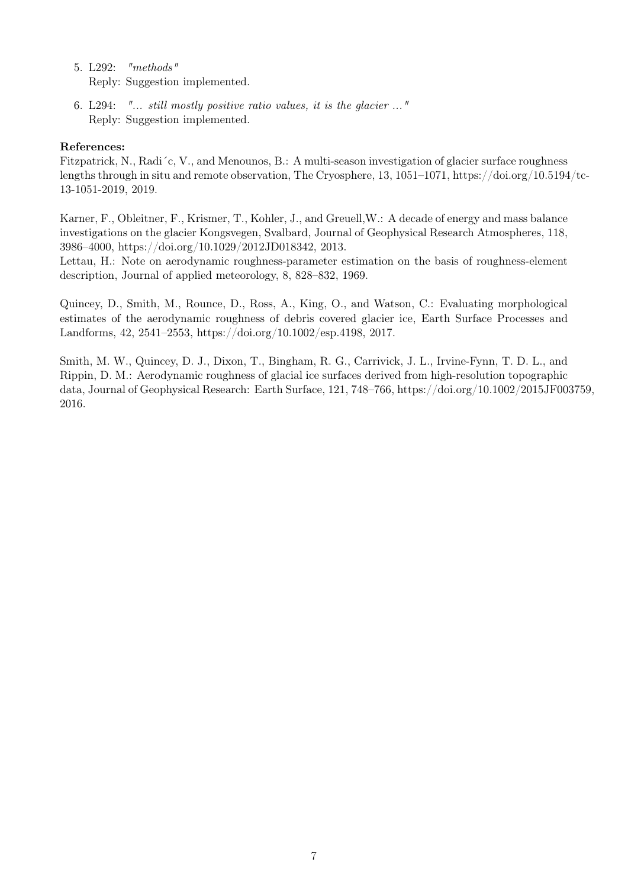5. L292: *"methods"*
   Reply: Suggestion implemented.

6. L294: *"... still mostly positive ratio values, it is the glacier ..."*
   Reply: Suggestion implemented.

**References:**

Fitzpatrick, N., Radić, V., and Menounos, B.: A multi-season investigation of glacier surface roughness lengths through in situ and remote observation, The Cryosphere, 13, 1051–1071, https://doi.org/10.5194/tc-13-1051-2019, 2019.

Karner, F., Obleitner, F., Krismer, T., Kohler, J., and Greuell,W.: A decade of energy and mass balance investigations on the glacier Kongsvegen, Svalbard, Journal of Geophysical Research Atmospheres, 118, 3986–4000, https://doi.org/10.1029/2012JD018342, 2013.

Lettau, H.: Note on aerodynamic roughness-parameter estimation on the basis of roughness-element description, Journal of applied meteorology, 8, 828–832, 1969.

Quincey, D., Smith, M., Rounce, D., Ross, A., King, O., and Watson, C.: Evaluating morphological estimates of the aerodynamic roughness of debris covered glacier ice, Earth Surface Processes and Landforms, 42, 2541–2553, https://doi.org/10.1002/esp.4198, 2017.

Smith, M. W., Quincey, D. J., Dixon, T., Bingham, R. G., Carrivick, J. L., Irvine-Fynn, T. D. L., and Rippin, D. M.: Aerodynamic roughness of glacial ice surfaces derived from high-resolution topographic data, Journal of Geophysical Research: Earth Surface, 121, 748–766, https://doi.org/10.1002/2015JF003759, 2016.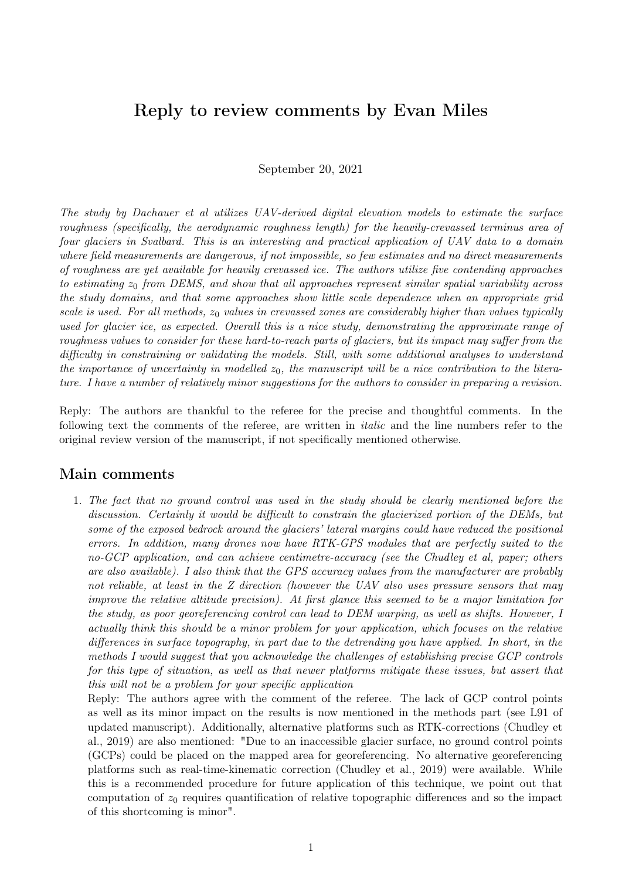# Reply to review comments by Evan Miles

September 20, 2021

*The study by Dachauer et al utilizes UAV-derived digital elevation models to estimate the surface roughness (specifically, the aerodynamic roughness length) for the heavily-crevassed terminus area of four glaciers in Svalbard. This is an interesting and practical application of UAV data to a domain where field measurements are dangerous, if not impossible, so few estimates and no direct measurements of roughness are yet available for heavily crevassed ice. The authors utilize five contending approaches to estimating $z_0$ from DEMS, and show that all approaches represent similar spatial variability across the study domains, and that some approaches show little scale dependence when an appropriate grid scale is used. For all methods, $z_0$ values in crevassed zones are considerably higher than values typically used for glacier ice, as expected. Overall this is a nice study, demonstrating the approximate range of roughness values to consider for these hard-to-reach parts of glaciers, but its impact may suffer from the difficulty in constraining or validating the models. Still, with some additional analyses to understand the importance of uncertainty in modelled $z_0$, the manuscript will be a nice contribution to the literature. I have a number of relatively minor suggestions for the authors to consider in preparing a revision.*

Reply: The authors are thankful to the referee for the precise and thoughtful comments. In the following text the comments of the referee, are written in *italic* and the line numbers refer to the original review version of the manuscript, if not specifically mentioned otherwise.

## Main comments

1. *The fact that no ground control was used in the study should be clearly mentioned before the discussion. Certainly it would be difficult to constrain the glacierized portion of the DEMs, but some of the exposed bedrock around the glaciers' lateral margins could have reduced the positional errors. In addition, many drones now have RTK-GPS modules that are perfectly suited to the no-GCP application, and can achieve centimetre-accuracy (see the Chudley et al, paper; others are also available). I also think that the GPS accuracy values from the manufacturer are probably not reliable, at least in the Z direction (however the UAV also uses pressure sensors that may improve the relative altitude precision). At first glance this seemed to be a major limitation for the study, as poor georeferencing control can lead to DEM warping, as well as shifts. However, I actually think this should be a minor problem for your application, which focuses on the relative differences in surface topography, in part due to the detrending you have applied. In short, in the methods I would suggest that you acknowledge the challenges of establishing precise GCP controls for this type of situation, as well as that newer platforms mitigate these issues, but assert that this will not be a problem for your specific application*

   Reply: The authors agree with the comment of the referee. The lack of GCP control points as well as its minor impact on the results is now mentioned in the methods part (see L91 of updated manuscript). Additionally, alternative platforms such as RTK-corrections (Chudley et al., 2019) are also mentioned: "Due to an inaccessible glacier surface, no ground control points (GCPs) could be placed on the mapped area for georeferencing. No alternative georeferencing platforms such as real-time-kinematic correction (Chudley et al., 2019) were available. While this is a recommended procedure for future application of this technique, we point out that computation of $z_0$ requires quantification of relative topographic differences and so the impact of this shortcoming is minor".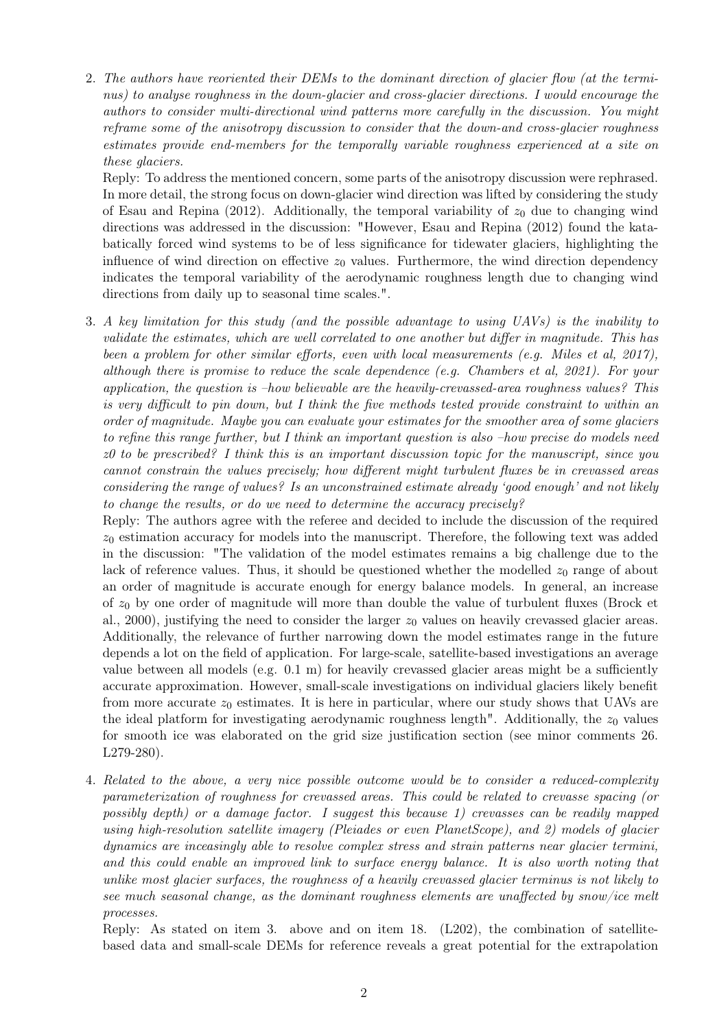2. *The authors have reoriented their DEMs to the dominant direction of glacier flow (at the terminus) to analyse roughness in the down-glacier and cross-glacier directions. I would encourage the authors to consider multi-directional wind patterns more carefully in the discussion. You might reframe some of the anisotropy discussion to consider that the down-and cross-glacier roughness estimates provide end-members for the temporally variable roughness experienced at a site on these glaciers.*

   Reply: To address the mentioned concern, some parts of the anisotropy discussion were rephrased. In more detail, the strong focus on down-glacier wind direction was lifted by considering the study of Esau and Repina (2012). Additionally, the temporal variability of $z_0$ due to changing wind directions was addressed in the discussion: "However, Esau and Repina (2012) found the katabatically forced wind systems to be of less significance for tidewater glaciers, highlighting the influence of wind direction on effective $z_0$ values. Furthermore, the wind direction dependency indicates the temporal variability of the aerodynamic roughness length due to changing wind directions from daily up to seasonal time scales.".

3. *A key limitation for this study (and the possible advantage to using UAVs) is the inability to validate the estimates, which are well correlated to one another but differ in magnitude. This has been a problem for other similar efforts, even with local measurements (e.g. Miles et al, 2017), although there is promise to reduce the scale dependence (e.g. Chambers et al, 2021). For your application, the question is –how believable are the heavily-crevassed-area roughness values? This is very difficult to pin down, but I think the five methods tested provide constraint to within an order of magnitude. Maybe you can evaluate your estimates for the smoother area of some glaciers to refine this range further, but I think an important question is also –how precise do models need z0 to be prescribed? I think this is an important discussion topic for the manuscript, since you cannot constrain the values precisely; how different might turbulent fluxes be in crevassed areas considering the range of values? Is an unconstrained estimate already 'good enough' and not likely to change the results, or do we need to determine the accuracy precisely?*

   Reply: The authors agree with the referee and decided to include the discussion of the required $z_0$ estimation accuracy for models into the manuscript. Therefore, the following text was added in the discussion: "The validation of the model estimates remains a big challenge due to the lack of reference values. Thus, it should be questioned whether the modelled $z_0$ range of about an order of magnitude is accurate enough for energy balance models. In general, an increase of $z_0$ by one order of magnitude will more than double the value of turbulent fluxes (Brock et al., 2000), justifying the need to consider the larger $z_0$ values on heavily crevassed glacier areas. Additionally, the relevance of further narrowing down the model estimates range in the future depends a lot on the field of application. For large-scale, satellite-based investigations an average value between all models (e.g. 0.1 m) for heavily crevassed glacier areas might be a sufficiently accurate approximation. However, small-scale investigations on individual glaciers likely benefit from more accurate $z_0$ estimates. It is here in particular, where our study shows that UAVs are the ideal platform for investigating aerodynamic roughness length". Additionally, the $z_0$ values for smooth ice was elaborated on the grid size justification section (see minor comments 26. L279-280).

4. *Related to the above, a very nice possible outcome would be to consider a reduced-complexity parameterization of roughness for crevassed areas. This could be related to crevasse spacing (or possibly depth) or a damage factor. I suggest this because 1) crevasses can be readily mapped using high-resolution satellite imagery (Pleiades or even PlanetScope), and 2) models of glacier dynamics are inceasingly able to resolve complex stress and strain patterns near glacier termini, and this could enable an improved link to surface energy balance. It is also worth noting that unlike most glacier surfaces, the roughness of a heavily crevassed glacier terminus is not likely to see much seasonal change, as the dominant roughness elements are unaffected by snow/ice melt processes.*

   Reply: As stated on item 3. above and on item 18. (L202), the combination of satellite-based data and small-scale DEMs for reference reveals a great potential for the extrapolation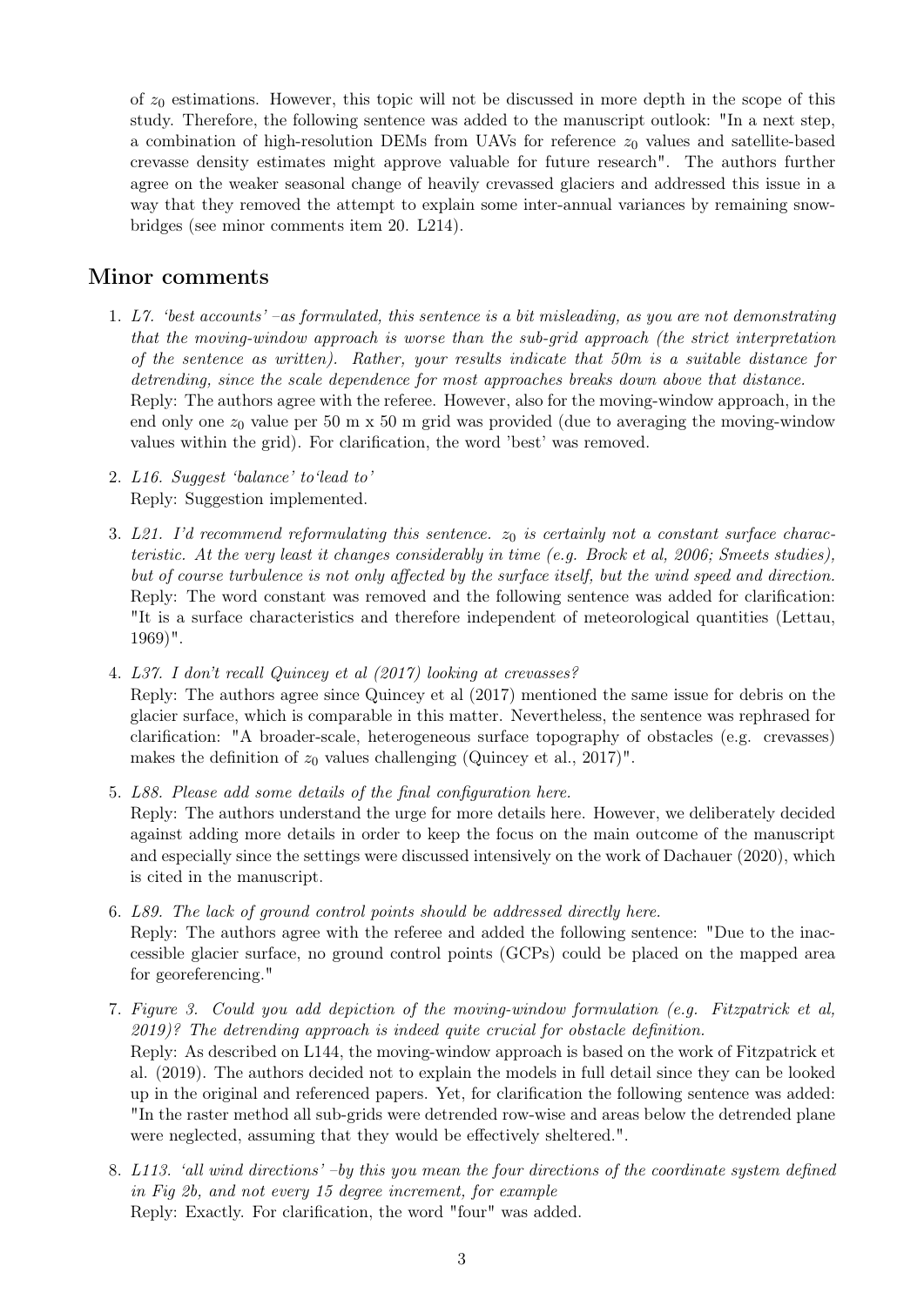of $z_0$ estimations. However, this topic will not be discussed in more depth in the scope of this study. Therefore, the following sentence was added to the manuscript outlook: "In a next step, a combination of high-resolution DEMs from UAVs for reference $z_0$ values and satellite-based crevasse density estimates might approve valuable for future research". The authors further agree on the weaker seasonal change of heavily crevassed glaciers and addressed this issue in a way that they removed the attempt to explain some inter-annual variances by remaining snow-bridges (see minor comments item 20. L214).

## Minor comments

1. *L7. 'best accounts' –as formulated, this sentence is a bit misleading, as you are not demonstrating that the moving-window approach is worse than the sub-grid approach (the strict interpretation of the sentence as written). Rather, your results indicate that 50m is a suitable distance for detrending, since the scale dependence for most approaches breaks down above that distance.*
   Reply: The authors agree with the referee. However, also for the moving-window approach, in the end only one $z_0$ value per 50 m x 50 m grid was provided (due to averaging the moving-window values within the grid). For clarification, the word 'best' was removed.

2. *L16. Suggest 'balance' to'lead to'*
   Reply: Suggestion implemented.

3. *L21. I'd recommend reformulating this sentence. $z_0$ is certainly not a constant surface characteristic. At the very least it changes considerably in time (e.g. Brock et al, 2006; Smeets studies), but of course turbulence is not only affected by the surface itself, but the wind speed and direction.*
   Reply: The word constant was removed and the following sentence was added for clarification: "It is a surface characteristics and therefore independent of meteorological quantities (Lettau, 1969)".

4. *L37. I don't recall Quincey et al (2017) looking at crevasses?*
   Reply: The authors agree since Quincey et al (2017) mentioned the same issue for debris on the glacier surface, which is comparable in this matter. Nevertheless, the sentence was rephrased for clarification: "A broader-scale, heterogeneous surface topography of obstacles (e.g. crevasses) makes the definition of $z_0$ values challenging (Quincey et al., 2017)".

5. *L88. Please add some details of the final configuration here.*
   Reply: The authors understand the urge for more details here. However, we deliberately decided against adding more details in order to keep the focus on the main outcome of the manuscript and especially since the settings were discussed intensively on the work of Dachauer (2020), which is cited in the manuscript.

6. *L89. The lack of ground control points should be addressed directly here.*
   Reply: The authors agree with the referee and added the following sentence: "Due to the inaccessible glacier surface, no ground control points (GCPs) could be placed on the mapped area for georeferencing."

7. *Figure 3. Could you add depiction of the moving-window formulation (e.g. Fitzpatrick et al, 2019)? The detrending approach is indeed quite crucial for obstacle definition.*
   Reply: As described on L144, the moving-window approach is based on the work of Fitzpatrick et al. (2019). The authors decided not to explain the models in full detail since they can be looked up in the original and referenced papers. Yet, for clarification the following sentence was added: "In the raster method all sub-grids were detrended row-wise and areas below the detrended plane were neglected, assuming that they would be effectively sheltered.".

8. *L113. 'all wind directions' –by this you mean the four directions of the coordinate system defined in Fig 2b, and not every 15 degree increment, for example*
   Reply: Exactly. For clarification, the word "four" was added.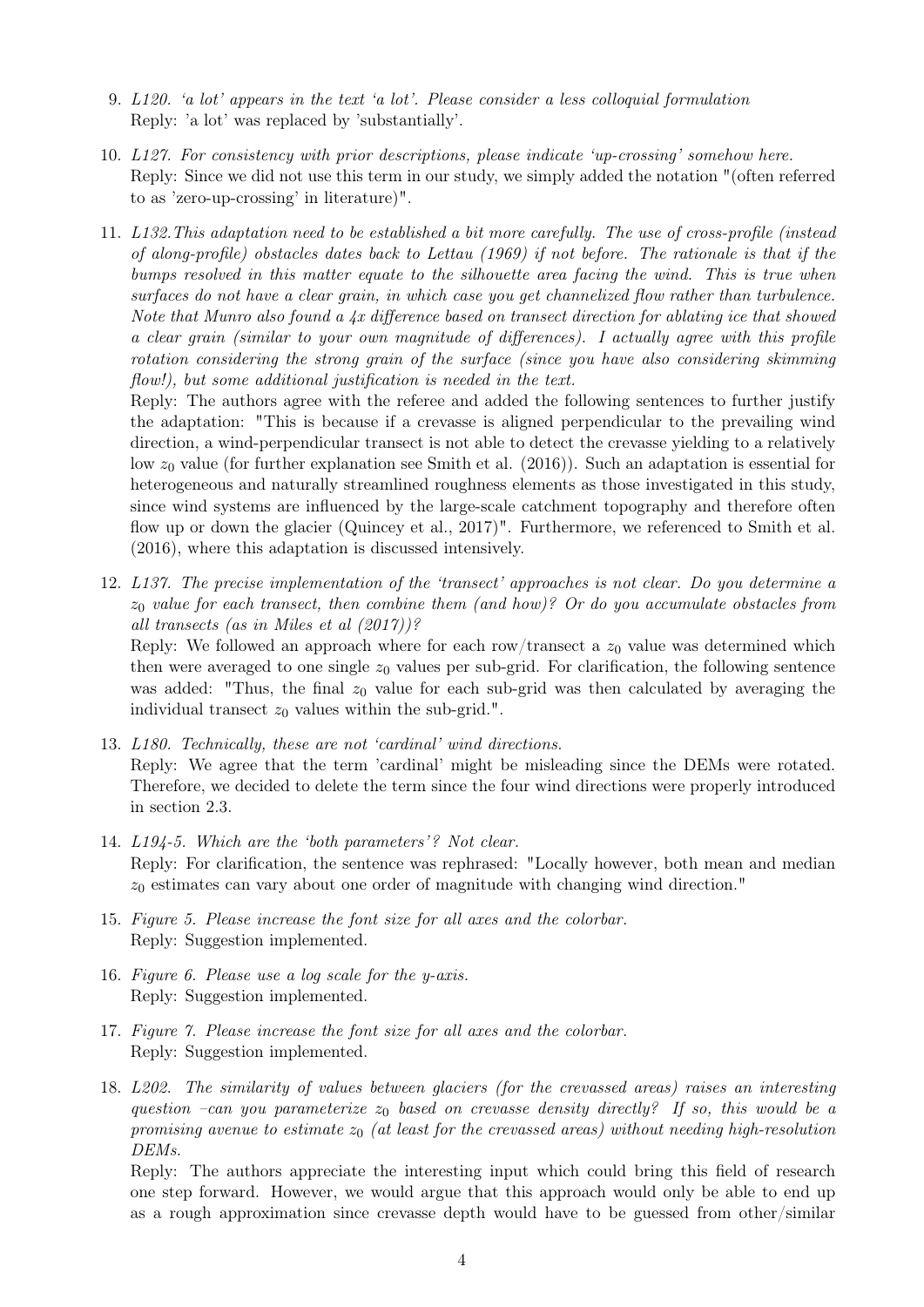9. *L120. 'a lot' appears in the text 'a lot'. Please consider a less colloquial formulation*
   Reply: 'a lot' was replaced by 'substantially'.

10. *L127. For consistency with prior descriptions, please indicate 'up-crossing' somehow here.*
    Reply: Since we did not use this term in our study, we simply added the notation "(often referred to as 'zero-up-crossing' in literature)".

11. *L132.This adaptation need to be established a bit more carefully. The use of cross-profile (instead of along-profile) obstacles dates back to Lettau (1969) if not before. The rationale is that if the bumps resolved in this matter equate to the silhouette area facing the wind. This is true when surfaces do not have a clear grain, in which case you get channelized flow rather than turbulence. Note that Munro also found a 4x difference based on transect direction for ablating ice that showed a clear grain (similar to your own magnitude of differences). I actually agree with this profile rotation considering the strong grain of the surface (since you have also considering skimming flow!), but some additional justification is needed in the text.*
    Reply: The authors agree with the referee and added the following sentences to further justify the adaptation: "This is because if a crevasse is aligned perpendicular to the prevailing wind direction, a wind-perpendicular transect is not able to detect the crevasse yielding to a relatively low $z_0$ value (for further explanation see Smith et al. (2016)). Such an adaptation is essential for heterogeneous and naturally streamlined roughness elements as those investigated in this study, since wind systems are influenced by the large-scale catchment topography and therefore often flow up or down the glacier (Quincey et al., 2017)". Furthermore, we referenced to Smith et al. (2016), where this adaptation is discussed intensively.

12. *L137. The precise implementation of the 'transect' approaches is not clear. Do you determine a $z_0$ value for each transect, then combine them (and how)? Or do you accumulate obstacles from all transects (as in Miles et al (2017))?*
    Reply: We followed an approach where for each row/transect a $z_0$ value was determined which then were averaged to one single $z_0$ values per sub-grid. For clarification, the following sentence was added: "Thus, the final $z_0$ value for each sub-grid was then calculated by averaging the individual transect $z_0$ values within the sub-grid.".

13. *L180. Technically, these are not 'cardinal' wind directions.*
    Reply: We agree that the term 'cardinal' might be misleading since the DEMs were rotated. Therefore, we decided to delete the term since the four wind directions were properly introduced in section 2.3.

14. *L194-5. Which are the 'both parameters'? Not clear.*
    Reply: For clarification, the sentence was rephrased: "Locally however, both mean and median $z_0$ estimates can vary about one order of magnitude with changing wind direction."

15. *Figure 5. Please increase the font size for all axes and the colorbar.*
    Reply: Suggestion implemented.

16. *Figure 6. Please use a log scale for the y-axis.*
    Reply: Suggestion implemented.

17. *Figure 7. Please increase the font size for all axes and the colorbar.*
    Reply: Suggestion implemented.

18. *L202. The similarity of values between glaciers (for the crevassed areas) raises an interesting question –can you parameterize $z_0$ based on crevasse density directly? If so, this would be a promising avenue to estimate $z_0$ (at least for the crevassed areas) without needing high-resolution DEMs.*
    Reply: The authors appreciate the interesting input which could bring this field of research one step forward. However, we would argue that this approach would only be able to end up as a rough approximation since crevasse depth would have to be guessed from other/similar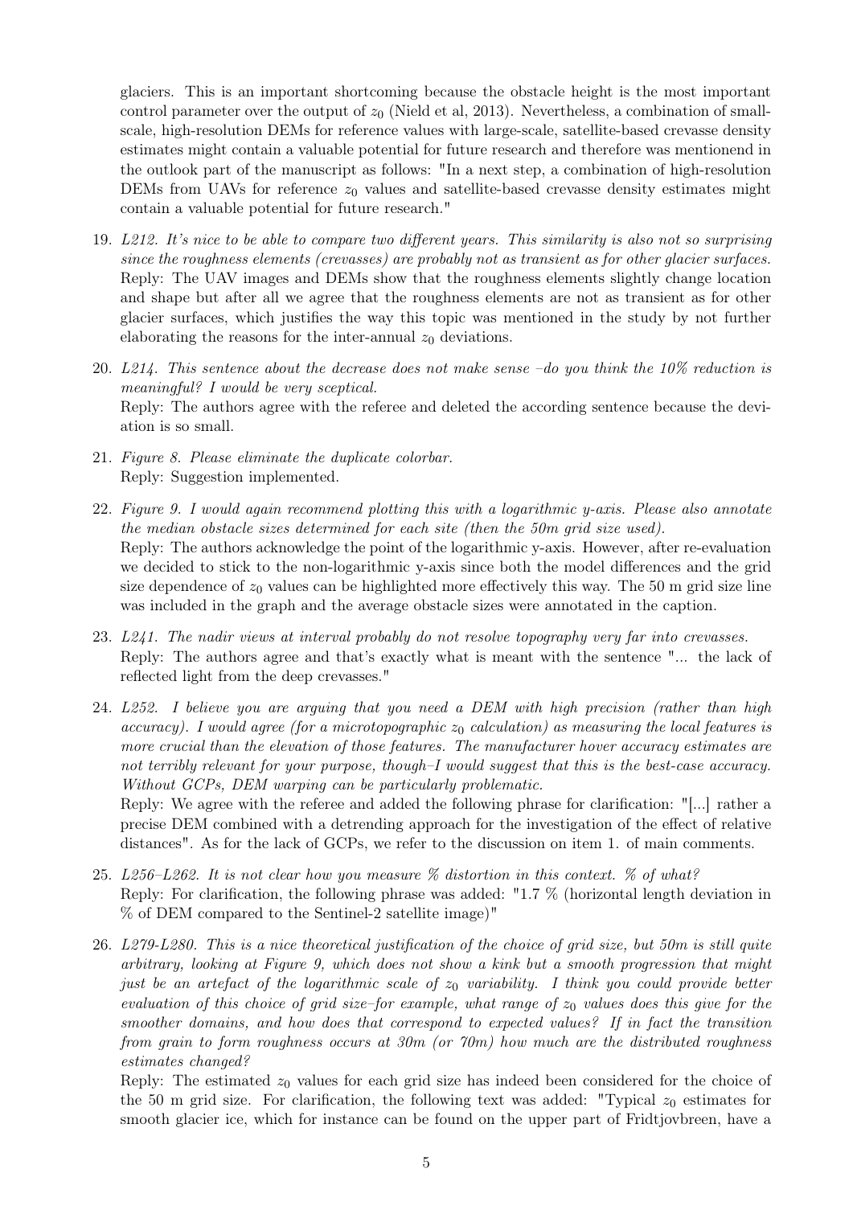glaciers. This is an important shortcoming because the obstacle height is the most important control parameter over the output of $z_0$ (Nield et al, 2013). Nevertheless, a combination of small-scale, high-resolution DEMs for reference values with large-scale, satellite-based crevasse density estimates might contain a valuable potential for future research and therefore was mentionend in the outlook part of the manuscript as follows: "In a next step, a combination of high-resolution DEMs from UAVs for reference $z_0$ values and satellite-based crevasse density estimates might contain a valuable potential for future research."

19. *L212. It's nice to be able to compare two different years. This similarity is also not so surprising since the roughness elements (crevasses) are probably not as transient as for other glacier surfaces.*
   Reply: The UAV images and DEMs show that the roughness elements slightly change location and shape but after all we agree that the roughness elements are not as transient as for other glacier surfaces, which justifies the way this topic was mentioned in the study by not further elaborating the reasons for the inter-annual $z_0$ deviations.

20. *L214. This sentence about the decrease does not make sense –do you think the 10% reduction is meaningful? I would be very sceptical.*
   Reply: The authors agree with the referee and deleted the according sentence because the deviation is so small.

21. *Figure 8. Please eliminate the duplicate colorbar.*
   Reply: Suggestion implemented.

22. *Figure 9. I would again recommend plotting this with a logarithmic y-axis. Please also annotate the median obstacle sizes determined for each site (then the 50m grid size used).*
   Reply: The authors acknowledge the point of the logarithmic y-axis. However, after re-evaluation we decided to stick to the non-logarithmic y-axis since both the model differences and the grid size dependence of $z_0$ values can be highlighted more effectively this way. The 50 m grid size line was included in the graph and the average obstacle sizes were annotated in the caption.

23. *L241. The nadir views at interval probably do not resolve topography very far into crevasses.*
   Reply: The authors agree and that's exactly what is meant with the sentence "... the lack of reflected light from the deep crevasses."

24. *L252. I believe you are arguing that you need a DEM with high precision (rather than high accuracy). I would agree (for a microtopographic $z_0$ calculation) as measuring the local features is more crucial than the elevation of those features. The manufacturer hover accuracy estimates are not terribly relevant for your purpose, though–I would suggest that this is the best-case accuracy. Without GCPs, DEM warping can be particularly problematic.*
   Reply: We agree with the referee and added the following phrase for clarification: "[...] rather a precise DEM combined with a detrending approach for the investigation of the effect of relative distances". As for the lack of GCPs, we refer to the discussion on item 1. of main comments.

25. *L256–L262. It is not clear how you measure % distortion in this context. % of what?*
   Reply: For clarification, the following phrase was added: "1.7 % (horizontal length deviation in % of DEM compared to the Sentinel-2 satellite image)"

26. *L279-L280. This is a nice theoretical justification of the choice of grid size, but 50m is still quite arbitrary, looking at Figure 9, which does not show a kink but a smooth progression that might just be an artefact of the logarithmic scale of $z_0$ variability. I think you could provide better evaluation of this choice of grid size–for example, what range of $z_0$ values does this give for the smoother domains, and how does that correspond to expected values? If in fact the transition from grain to form roughness occurs at 30m (or 70m) how much are the distributed roughness estimates changed?*
   Reply: The estimated $z_0$ values for each grid size has indeed been considered for the choice of the 50 m grid size. For clarification, the following text was added: "Typical $z_0$ estimates for smooth glacier ice, which for instance can be found on the upper part of Fridtjovbreen, have a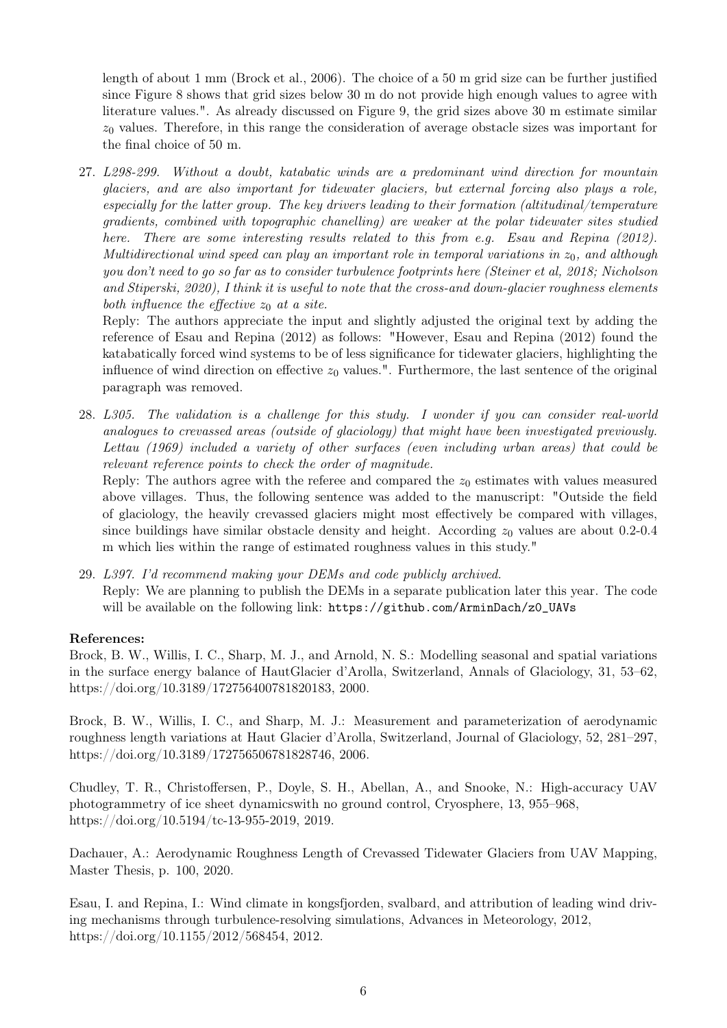length of about 1 mm (Brock et al., 2006). The choice of a 50 m grid size can be further justified since Figure 8 shows that grid sizes below 30 m do not provide high enough values to agree with literature values.". As already discussed on Figure 9, the grid sizes above 30 m estimate similar $z_0$ values. Therefore, in this range the consideration of average obstacle sizes was important for the final choice of 50 m.

27. *L298-299. Without a doubt, katabatic winds are a predominant wind direction for mountain glaciers, and are also important for tidewater glaciers, but external forcing also plays a role, especially for the latter group. The key drivers leading to their formation (altitudinal/temperature gradients, combined with topographic chanelling) are weaker at the polar tidewater sites studied here. There are some interesting results related to this from e.g. Esau and Repina (2012). Multidirectional wind speed can play an important role in temporal variations in $z_0$, and although you don't need to go so far as to consider turbulence footprints here (Steiner et al, 2018; Nicholson and Stiperski, 2020), I think it is useful to note that the cross-and down-glacier roughness elements both influence the effective $z_0$ at a site.*
   Reply: The authors appreciate the input and slightly adjusted the original text by adding the reference of Esau and Repina (2012) as follows: "However, Esau and Repina (2012) found the katabatically forced wind systems to be of less significance for tidewater glaciers, highlighting the influence of wind direction on effective $z_0$ values.". Furthermore, the last sentence of the original paragraph was removed.

28. *L305. The validation is a challenge for this study. I wonder if you can consider real-world analogues to crevassed areas (outside of glaciology) that might have been investigated previously. Lettau (1969) included a variety of other surfaces (even including urban areas) that could be relevant reference points to check the order of magnitude.*
   Reply: The authors agree with the referee and compared the $z_0$ estimates with values measured above villages. Thus, the following sentence was added to the manuscript: "Outside the field of glaciology, the heavily crevassed glaciers might most effectively be compared with villages, since buildings have similar obstacle density and height. According $z_0$ values are about 0.2-0.4 m which lies within the range of estimated roughness values in this study."

29. *L397. I'd recommend making your DEMs and code publicly archived.*
   Reply: We are planning to publish the DEMs in a separate publication later this year. The code will be available on the following link: `https://github.com/ArminDach/z0_UAVs`

**References:**

Brock, B. W., Willis, I. C., Sharp, M. J., and Arnold, N. S.: Modelling seasonal and spatial variations in the surface energy balance of HautGlacier d'Arolla, Switzerland, Annals of Glaciology, 31, 53–62, https://doi.org/10.3189/172756400781820183, 2000.

Brock, B. W., Willis, I. C., and Sharp, M. J.: Measurement and parameterization of aerodynamic roughness length variations at Haut Glacier d'Arolla, Switzerland, Journal of Glaciology, 52, 281–297, https://doi.org/10.3189/172756506781828746, 2006.

Chudley, T. R., Christoffersen, P., Doyle, S. H., Abellan, A., and Snooke, N.: High-accuracy UAV photogrammetry of ice sheet dynamicswith no ground control, Cryosphere, 13, 955–968, https://doi.org/10.5194/tc-13-955-2019, 2019.

Dachauer, A.: Aerodynamic Roughness Length of Crevassed Tidewater Glaciers from UAV Mapping, Master Thesis, p. 100, 2020.

Esau, I. and Repina, I.: Wind climate in kongsfjorden, svalbard, and attribution of leading wind driving mechanisms through turbulence-resolving simulations, Advances in Meteorology, 2012, https://doi.org/10.1155/2012/568454, 2012.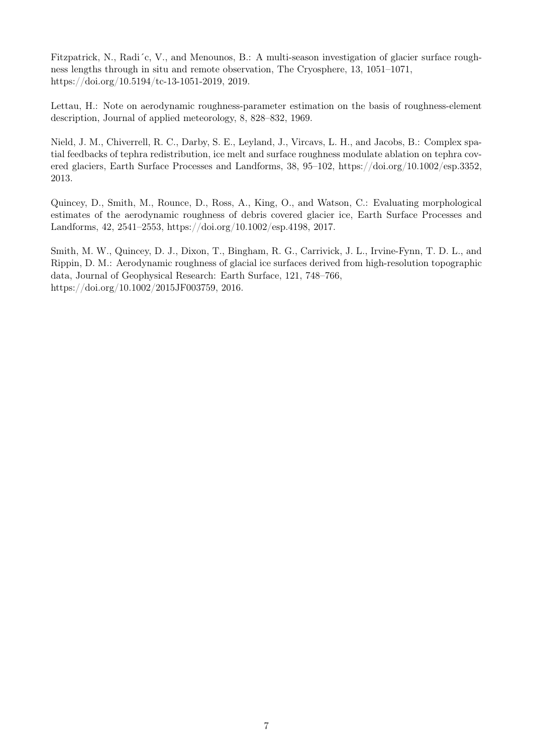Fitzpatrick, N., Radi´c, V., and Menounos, B.: A multi-season investigation of glacier surface roughness lengths through in situ and remote observation, The Cryosphere, 13, 1051–1071, https://doi.org/10.5194/tc-13-1051-2019, 2019.

Lettau, H.: Note on aerodynamic roughness-parameter estimation on the basis of roughness-element description, Journal of applied meteorology, 8, 828–832, 1969.

Nield, J. M., Chiverrell, R. C., Darby, S. E., Leyland, J., Vircavs, L. H., and Jacobs, B.: Complex spatial feedbacks of tephra redistribution, ice melt and surface roughness modulate ablation on tephra covered glaciers, Earth Surface Processes and Landforms, 38, 95–102, https://doi.org/10.1002/esp.3352, 2013.

Quincey, D., Smith, M., Rounce, D., Ross, A., King, O., and Watson, C.: Evaluating morphological estimates of the aerodynamic roughness of debris covered glacier ice, Earth Surface Processes and Landforms, 42, 2541–2553, https://doi.org/10.1002/esp.4198, 2017.

Smith, M. W., Quincey, D. J., Dixon, T., Bingham, R. G., Carrivick, J. L., Irvine-Fynn, T. D. L., and Rippin, D. M.: Aerodynamic roughness of glacial ice surfaces derived from high-resolution topographic data, Journal of Geophysical Research: Earth Surface, 121, 748–766, https://doi.org/10.1002/2015JF003759, 2016.